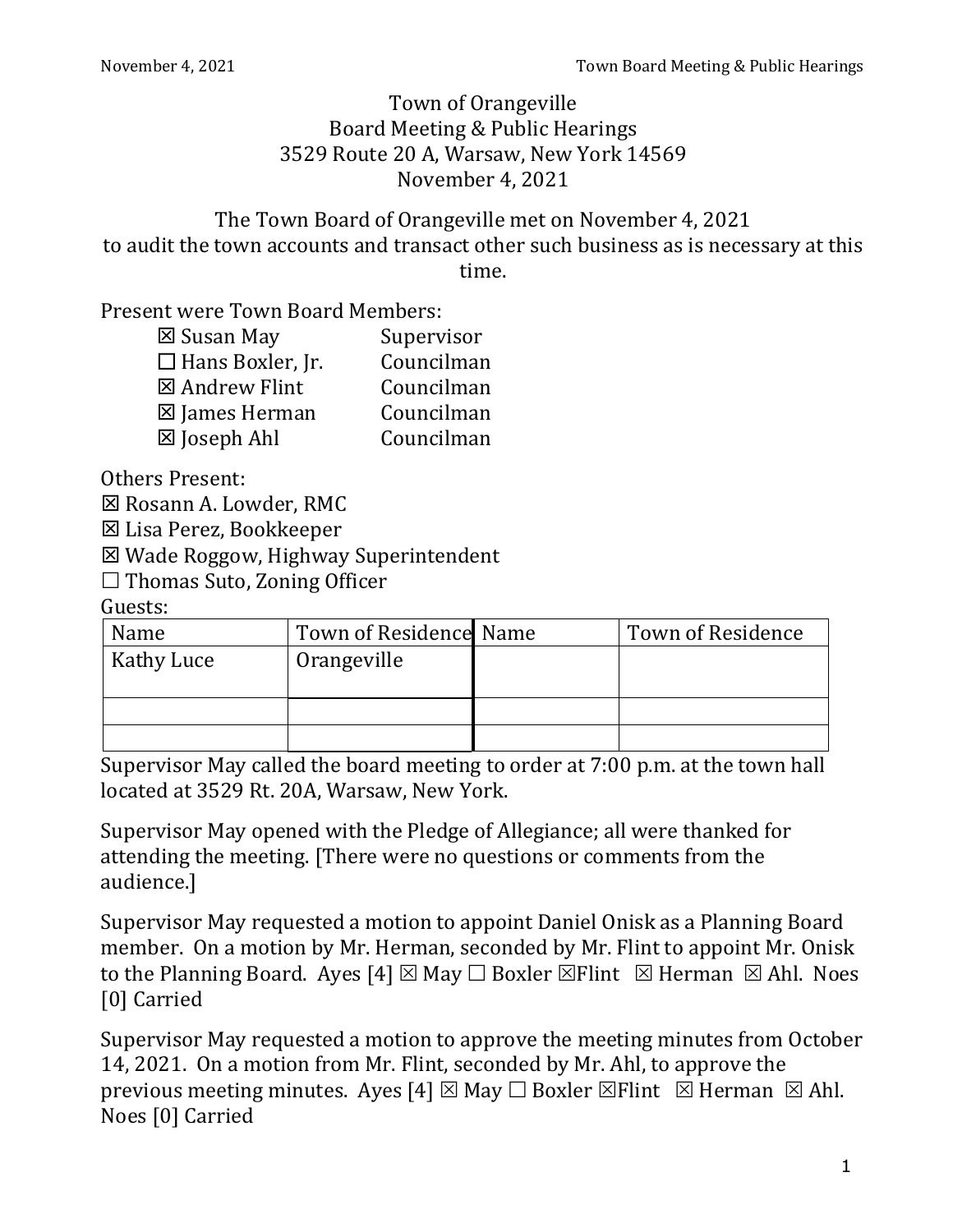# Town of Orangeville
## Board Meeting & Public Hearings
3529 Route 20 A, Warsaw, New York 14569
November 4, 2021

The Town Board of Orangeville met on November 4, 2021 to audit the town accounts and transact other such business as is necessary at this time.

Present were Town Board Members:

- ☒ Susan May — Supervisor
- ☐ Hans Boxler, Jr. — Councilman
- ☒ Andrew Flint — Councilman
- ☒ James Herman — Councilman
- ☒ Joseph Ahl — Councilman

Others Present:

- ☒ Rosann A. Lowder, RMC
- ☒ Lisa Perez, Bookkeeper
- ☒ Wade Roggow, Highway Superintendent
- ☐ Thomas Suto, Zoning Officer

Guests:

| Name | Town of Residence | Name | Town of Residence |
|---|---|---|---|
| Kathy Luce | Orangeville | | |
| | | | |
| | | | |

Supervisor May called the board meeting to order at 7:00 p.m. at the town hall located at 3529 Rt. 20A, Warsaw, New York.

Supervisor May opened with the Pledge of Allegiance; all were thanked for attending the meeting. [There were no questions or comments from the audience.]

Supervisor May requested a motion to appoint Daniel Onisk as a Planning Board member. On a motion by Mr. Herman, seconded by Mr. Flint to appoint Mr. Onisk to the Planning Board. Ayes [4] ☒ May ☐ Boxler ☒Flint ☒ Herman ☒ Ahl. Noes [0] Carried

Supervisor May requested a motion to approve the meeting minutes from October 14, 2021. On a motion from Mr. Flint, seconded by Mr. Ahl, to approve the previous meeting minutes. Ayes [4] ☒ May ☐ Boxler ☒Flint ☒ Herman ☒ Ahl. Noes [0] Carried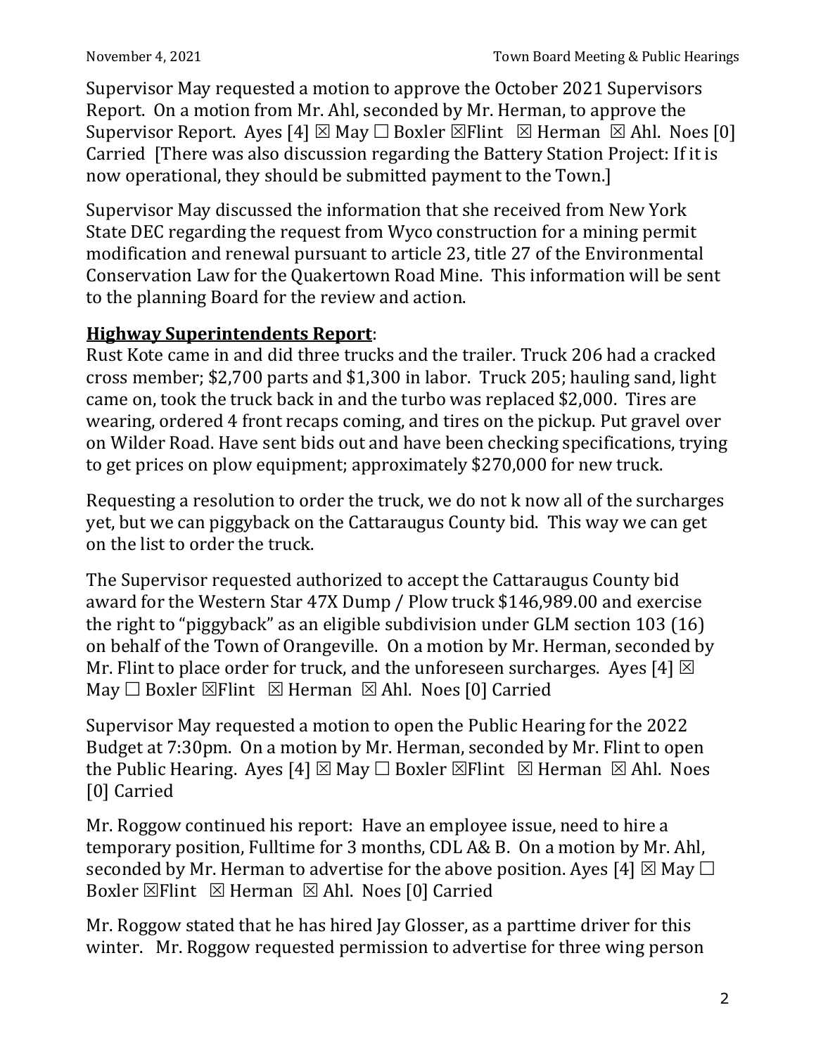Supervisor May requested a motion to approve the October 2021 Supervisors Report. On a motion from Mr. Ahl, seconded by Mr. Herman, to approve the Supervisor Report. Ayes [4] ☒ May ☐ Boxler ☒Flint ☒ Herman ☒ Ahl. Noes [0] Carried [There was also discussion regarding the Battery Station Project: If it is now operational, they should be submitted payment to the Town.]

Supervisor May discussed the information that she received from New York State DEC regarding the request from Wyco construction for a mining permit modification and renewal pursuant to article 23, title 27 of the Environmental Conservation Law for the Quakertown Road Mine. This information will be sent to the planning Board for the review and action.

**Highway Superintendents Report**:

Rust Kote came in and did three trucks and the trailer. Truck 206 had a cracked cross member; $2,700 parts and $1,300 in labor. Truck 205; hauling sand, light came on, took the truck back in and the turbo was replaced $2,000. Tires are wearing, ordered 4 front recaps coming, and tires on the pickup. Put gravel over on Wilder Road. Have sent bids out and have been checking specifications, trying to get prices on plow equipment; approximately $270,000 for new truck.

Requesting a resolution to order the truck, we do not k now all of the surcharges yet, but we can piggyback on the Cattaraugus County bid. This way we can get on the list to order the truck.

The Supervisor requested authorized to accept the Cattaraugus County bid award for the Western Star 47X Dump / Plow truck $146,989.00 and exercise the right to "piggyback" as an eligible subdivision under GLM section 103 (16) on behalf of the Town of Orangeville. On a motion by Mr. Herman, seconded by Mr. Flint to place order for truck, and the unforeseen surcharges. Ayes [4] ☒ May ☐ Boxler ☒Flint ☒ Herman ☒ Ahl. Noes [0] Carried

Supervisor May requested a motion to open the Public Hearing for the 2022 Budget at 7:30pm. On a motion by Mr. Herman, seconded by Mr. Flint to open the Public Hearing. Ayes [4] ☒ May ☐ Boxler ☒Flint ☒ Herman ☒ Ahl. Noes [0] Carried

Mr. Roggow continued his report: Have an employee issue, need to hire a temporary position, Fulltime for 3 months, CDL A& B. On a motion by Mr. Ahl, seconded by Mr. Herman to advertise for the above position. Ayes [4] ☒ May ☐ Boxler ☒Flint ☒ Herman ☒ Ahl. Noes [0] Carried

Mr. Roggow stated that he has hired Jay Glosser, as a parttime driver for this winter. Mr. Roggow requested permission to advertise for three wing person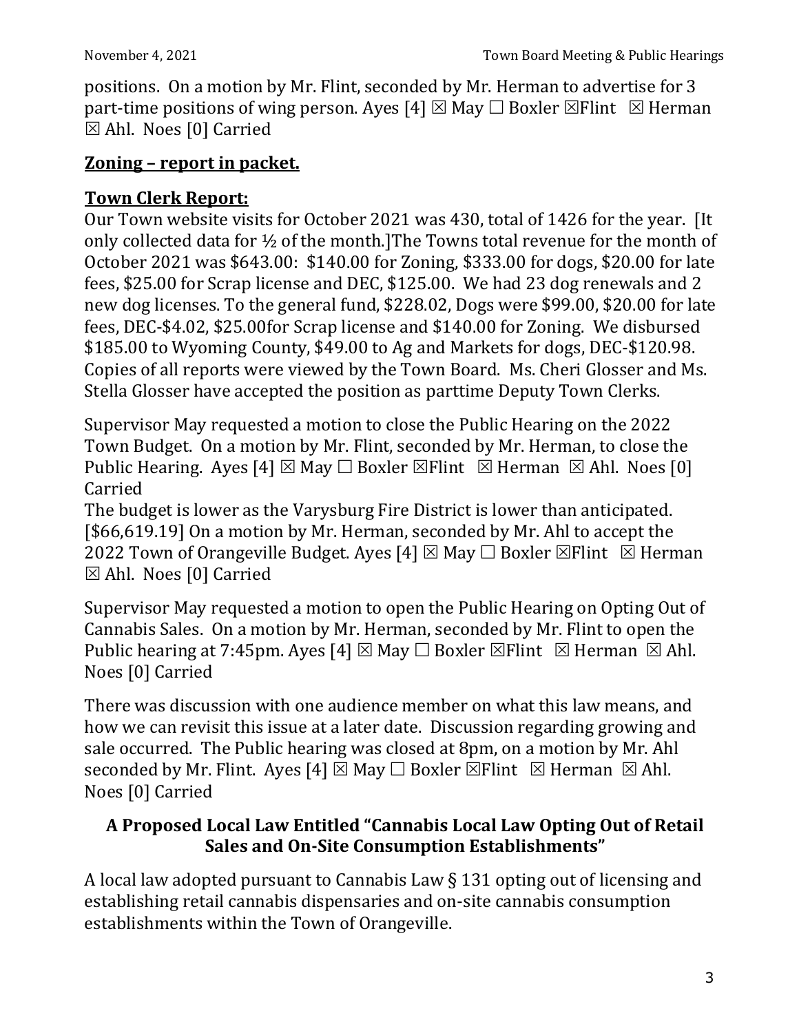positions. On a motion by Mr. Flint, seconded by Mr. Herman to advertise for 3 part-time positions of wing person. Ayes [4] ☒ May ☐ Boxler ☒Flint ☒ Herman ☒ Ahl. Noes [0] Carried

## **Zoning – report in packet.**

## **Town Clerk Report:**

Our Town website visits for October 2021 was 430, total of 1426 for the year. [It only collected data for ½ of the month.]The Towns total revenue for the month of October 2021 was $643.00: $140.00 for Zoning, $333.00 for dogs, $20.00 for late fees, $25.00 for Scrap license and DEC, $125.00. We had 23 dog renewals and 2 new dog licenses. To the general fund, $228.02, Dogs were $99.00, $20.00 for late fees, DEC-$4.02, $25.00for Scrap license and $140.00 for Zoning. We disbursed $185.00 to Wyoming County, $49.00 to Ag and Markets for dogs, DEC-$120.98. Copies of all reports were viewed by the Town Board. Ms. Cheri Glosser and Ms. Stella Glosser have accepted the position as parttime Deputy Town Clerks.

Supervisor May requested a motion to close the Public Hearing on the 2022 Town Budget. On a motion by Mr. Flint, seconded by Mr. Herman, to close the Public Hearing. Ayes [4] ☒ May ☐ Boxler ☒Flint ☒ Herman ☒ Ahl. Noes [0] Carried

The budget is lower as the Varysburg Fire District is lower than anticipated. [$66,619.19] On a motion by Mr. Herman, seconded by Mr. Ahl to accept the 2022 Town of Orangeville Budget. Ayes [4] ☒ May ☐ Boxler ☒Flint ☒ Herman ☒ Ahl. Noes [0] Carried

Supervisor May requested a motion to open the Public Hearing on Opting Out of Cannabis Sales. On a motion by Mr. Herman, seconded by Mr. Flint to open the Public hearing at 7:45pm. Ayes [4] ☒ May ☐ Boxler ☒Flint ☒ Herman ☒ Ahl. Noes [0] Carried

There was discussion with one audience member on what this law means, and how we can revisit this issue at a later date. Discussion regarding growing and sale occurred. The Public hearing was closed at 8pm, on a motion by Mr. Ahl seconded by Mr. Flint. Ayes [4] ☒ May ☐ Boxler ☒Flint ☒ Herman ☒ Ahl. Noes [0] Carried

### **A Proposed Local Law Entitled "Cannabis Local Law Opting Out of Retail Sales and On-Site Consumption Establishments"**

A local law adopted pursuant to Cannabis Law § 131 opting out of licensing and establishing retail cannabis dispensaries and on-site cannabis consumption establishments within the Town of Orangeville.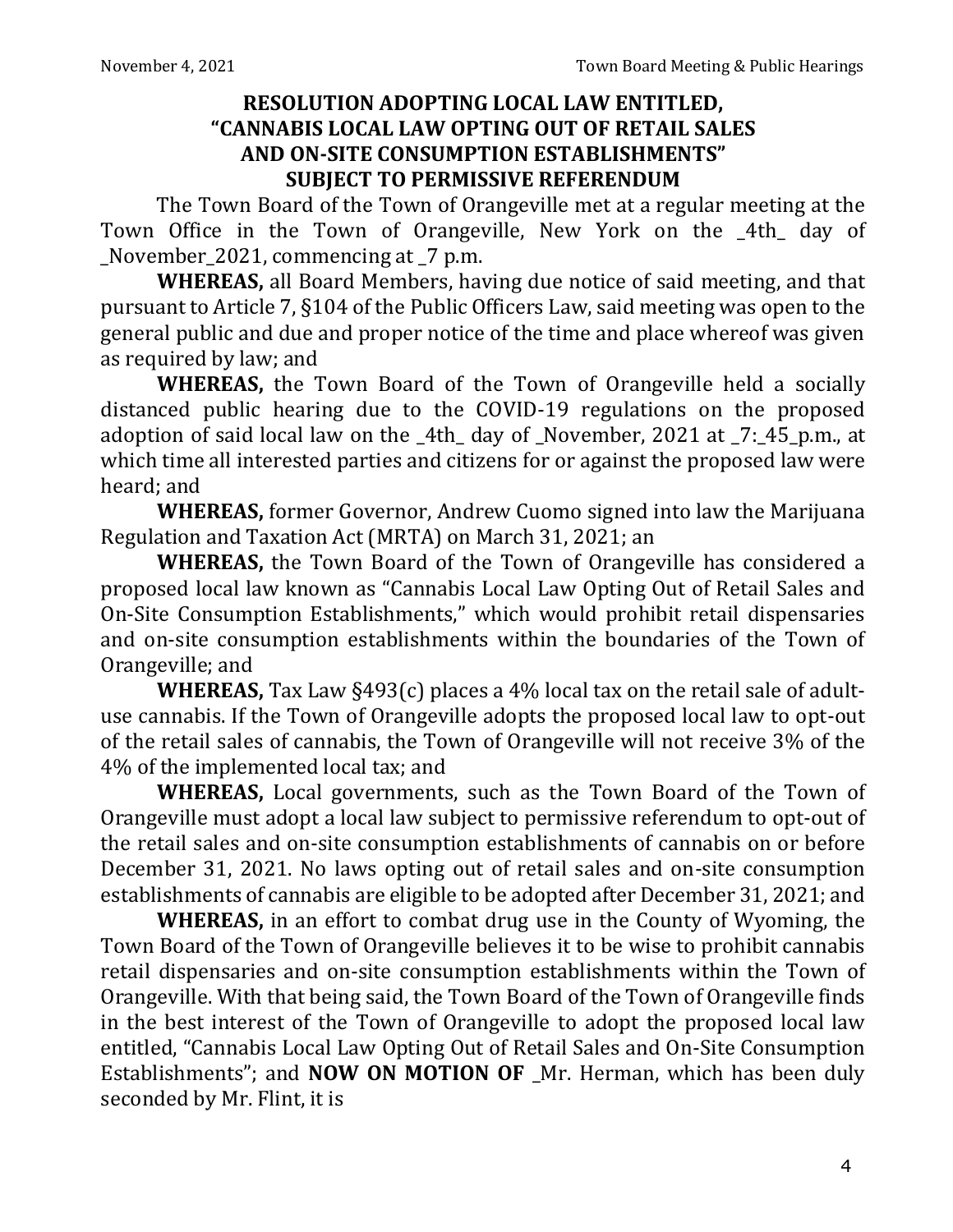## RESOLUTION ADOPTING LOCAL LAW ENTITLED, "CANNABIS LOCAL LAW OPTING OUT OF RETAIL SALES AND ON-SITE CONSUMPTION ESTABLISHMENTS" SUBJECT TO PERMISSIVE REFERENDUM

The Town Board of the Town of Orangeville met at a regular meeting at the Town Office in the Town of Orangeville, New York on the _4th_ day of _November_2021, commencing at _7 p.m.

**WHEREAS,** all Board Members, having due notice of said meeting, and that pursuant to Article 7, §104 of the Public Officers Law, said meeting was open to the general public and due and proper notice of the time and place whereof was given as required by law; and

**WHEREAS,** the Town Board of the Town of Orangeville held a socially distanced public hearing due to the COVID-19 regulations on the proposed adoption of said local law on the _4th_ day of _November, 2021 at _7:_45_p.m., at which time all interested parties and citizens for or against the proposed law were heard; and

**WHEREAS,** former Governor, Andrew Cuomo signed into law the Marijuana Regulation and Taxation Act (MRTA) on March 31, 2021; an

**WHEREAS,** the Town Board of the Town of Orangeville has considered a proposed local law known as "Cannabis Local Law Opting Out of Retail Sales and On-Site Consumption Establishments," which would prohibit retail dispensaries and on-site consumption establishments within the boundaries of the Town of Orangeville; and

**WHEREAS,** Tax Law §493(c) places a 4% local tax on the retail sale of adult-use cannabis. If the Town of Orangeville adopts the proposed local law to opt-out of the retail sales of cannabis, the Town of Orangeville will not receive 3% of the 4% of the implemented local tax; and

**WHEREAS,** Local governments, such as the Town Board of the Town of Orangeville must adopt a local law subject to permissive referendum to opt-out of the retail sales and on-site consumption establishments of cannabis on or before December 31, 2021. No laws opting out of retail sales and on-site consumption establishments of cannabis are eligible to be adopted after December 31, 2021; and

**WHEREAS,** in an effort to combat drug use in the County of Wyoming, the Town Board of the Town of Orangeville believes it to be wise to prohibit cannabis retail dispensaries and on-site consumption establishments within the Town of Orangeville. With that being said, the Town Board of the Town of Orangeville finds in the best interest of the Town of Orangeville to adopt the proposed local law entitled, "Cannabis Local Law Opting Out of Retail Sales and On-Site Consumption Establishments"; and **NOW ON MOTION OF** _Mr. Herman, which has been duly seconded by Mr. Flint, it is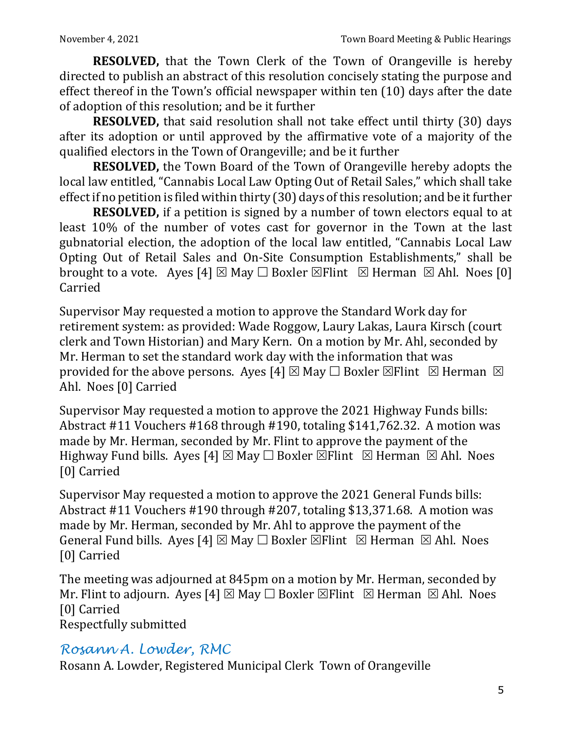**RESOLVED,** that the Town Clerk of the Town of Orangeville is hereby directed to publish an abstract of this resolution concisely stating the purpose and effect thereof in the Town's official newspaper within ten (10) days after the date of adoption of this resolution; and be it further

**RESOLVED,** that said resolution shall not take effect until thirty (30) days after its adoption or until approved by the affirmative vote of a majority of the qualified electors in the Town of Orangeville; and be it further

**RESOLVED,** the Town Board of the Town of Orangeville hereby adopts the local law entitled, "Cannabis Local Law Opting Out of Retail Sales," which shall take effect if no petition is filed within thirty (30) days of this resolution; and be it further

**RESOLVED,** if a petition is signed by a number of town electors equal to at least 10% of the number of votes cast for governor in the Town at the last gubnatorial election, the adoption of the local law entitled, "Cannabis Local Law Opting Out of Retail Sales and On-Site Consumption Establishments," shall be brought to a vote. Ayes [4] ☒ May ☐ Boxler ☒Flint ☒ Herman ☒ Ahl. Noes [0] Carried

Supervisor May requested a motion to approve the Standard Work day for retirement system: as provided: Wade Roggow, Laury Lakas, Laura Kirsch (court clerk and Town Historian) and Mary Kern. On a motion by Mr. Ahl, seconded by Mr. Herman to set the standard work day with the information that was provided for the above persons. Ayes [4] ☒ May ☐ Boxler ☒Flint ☒ Herman ☒ Ahl. Noes [0] Carried

Supervisor May requested a motion to approve the 2021 Highway Funds bills: Abstract #11 Vouchers #168 through #190, totaling $141,762.32. A motion was made by Mr. Herman, seconded by Mr. Flint to approve the payment of the Highway Fund bills. Ayes [4] ☒ May ☐ Boxler ☒Flint ☒ Herman ☒ Ahl. Noes [0] Carried

Supervisor May requested a motion to approve the 2021 General Funds bills: Abstract #11 Vouchers #190 through #207, totaling $13,371.68. A motion was made by Mr. Herman, seconded by Mr. Ahl to approve the payment of the General Fund bills. Ayes [4] ☒ May ☐ Boxler ☒Flint ☒ Herman ☒ Ahl. Noes [0] Carried

The meeting was adjourned at 845pm on a motion by Mr. Herman, seconded by Mr. Flint to adjourn. Ayes [4] ☒ May ☐ Boxler ☒Flint ☒ Herman ☒ Ahl. Noes [0] Carried

Respectfully submitted

*Rosann A. Lowder, RMC*

Rosann A. Lowder, Registered Municipal Clerk Town of Orangeville